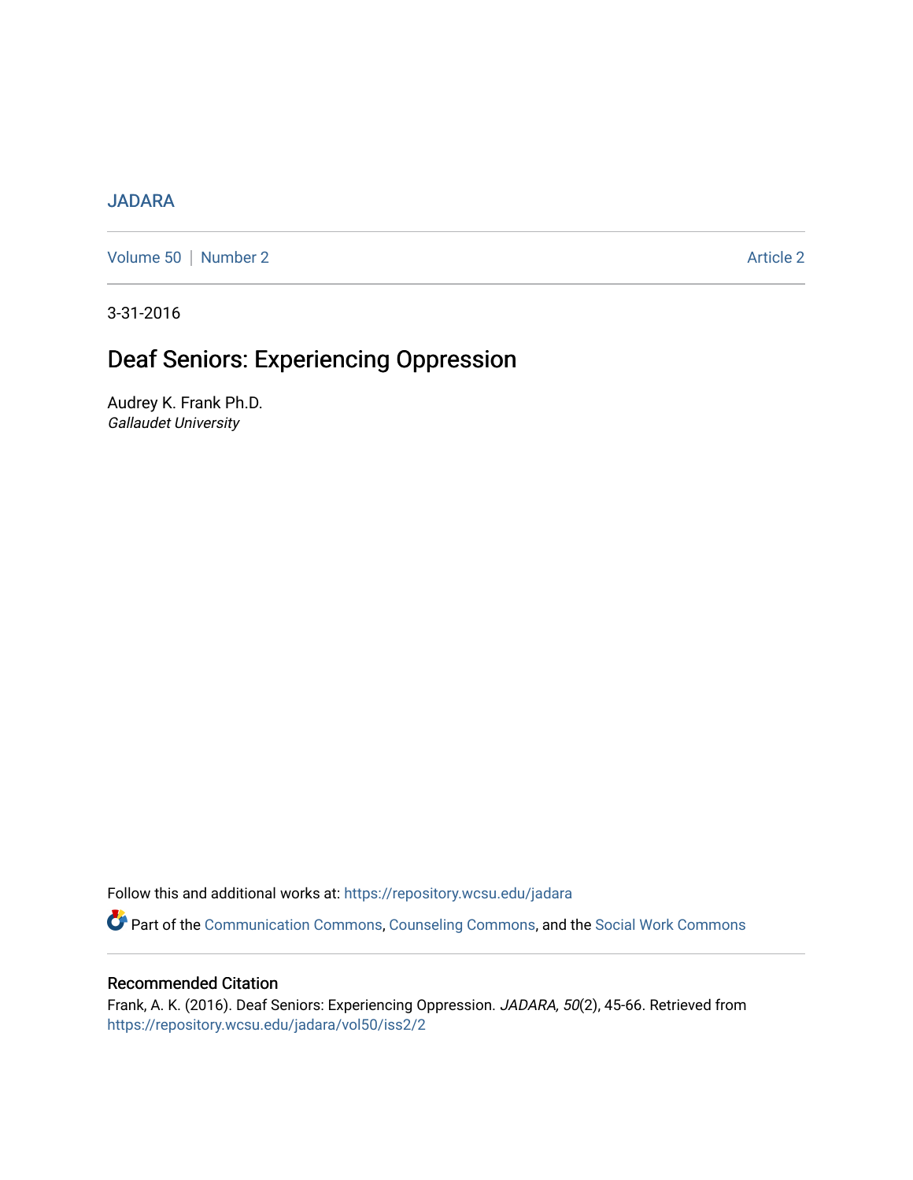JADARA

Volume 50 | Number 2 | Article 2

3-31-2016

# Deaf Seniors: Experiencing Oppression

Audrey K. Frank Ph.D.
*Gallaudet University*

Follow this and additional works at: https://repository.wcsu.edu/jadara

Part of the Communication Commons, Counseling Commons, and the Social Work Commons

## Recommended Citation

Frank, A. K. (2016). Deaf Seniors: Experiencing Oppression. *JADARA, 50*(2), 45-66. Retrieved from https://repository.wcsu.edu/jadara/vol50/iss2/2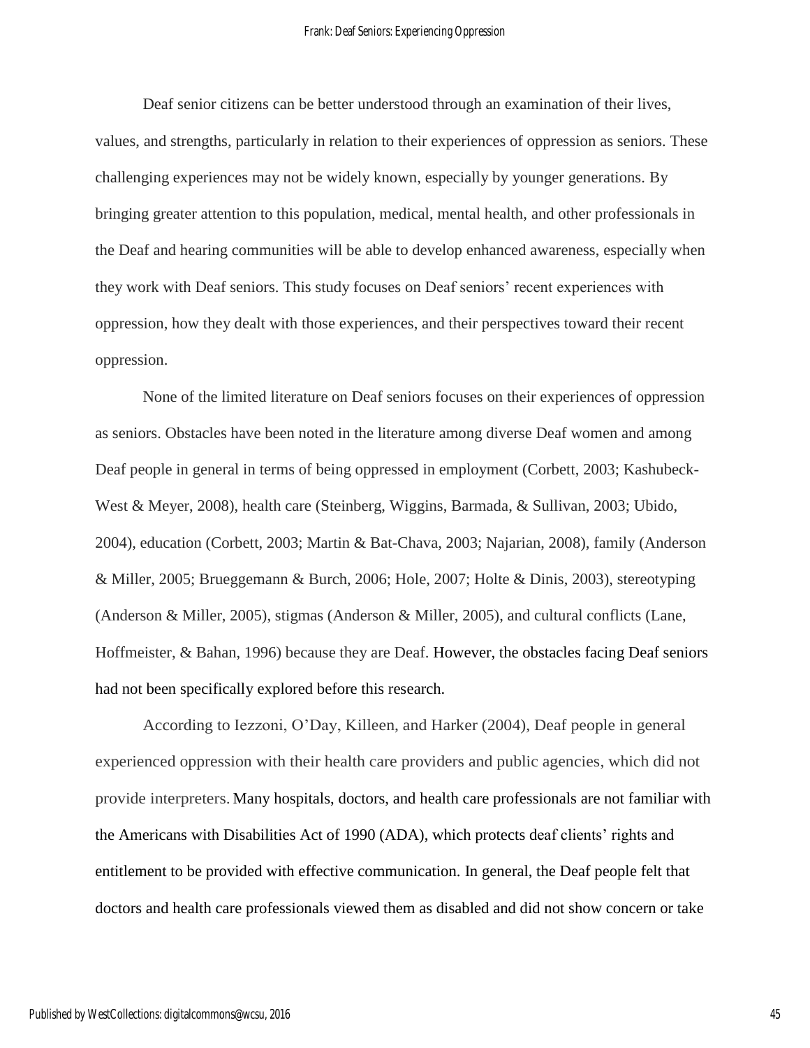Deaf senior citizens can be better understood through an examination of their lives, values, and strengths, particularly in relation to their experiences of oppression as seniors. These challenging experiences may not be widely known, especially by younger generations. By bringing greater attention to this population, medical, mental health, and other professionals in the Deaf and hearing communities will be able to develop enhanced awareness, especially when they work with Deaf seniors. This study focuses on Deaf seniors' recent experiences with oppression, how they dealt with those experiences, and their perspectives toward their recent oppression.

None of the limited literature on Deaf seniors focuses on their experiences of oppression as seniors. Obstacles have been noted in the literature among diverse Deaf women and among Deaf people in general in terms of being oppressed in employment (Corbett, 2003; Kashubeck-West & Meyer, 2008), health care (Steinberg, Wiggins, Barmada, & Sullivan, 2003; Ubido, 2004), education (Corbett, 2003; Martin & Bat-Chava, 2003; Najarian, 2008), family (Anderson & Miller, 2005; Brueggemann & Burch, 2006; Hole, 2007; Holte & Dinis, 2003), stereotyping (Anderson & Miller, 2005), stigmas (Anderson & Miller, 2005), and cultural conflicts (Lane, Hoffmeister, & Bahan, 1996) because they are Deaf. However, the obstacles facing Deaf seniors had not been specifically explored before this research.

According to Iezzoni, O'Day, Killeen, and Harker (2004), Deaf people in general experienced oppression with their health care providers and public agencies, which did not provide interpreters. Many hospitals, doctors, and health care professionals are not familiar with the Americans with Disabilities Act of 1990 (ADA), which protects deaf clients' rights and entitlement to be provided with effective communication. In general, the Deaf people felt that doctors and health care professionals viewed them as disabled and did not show concern or take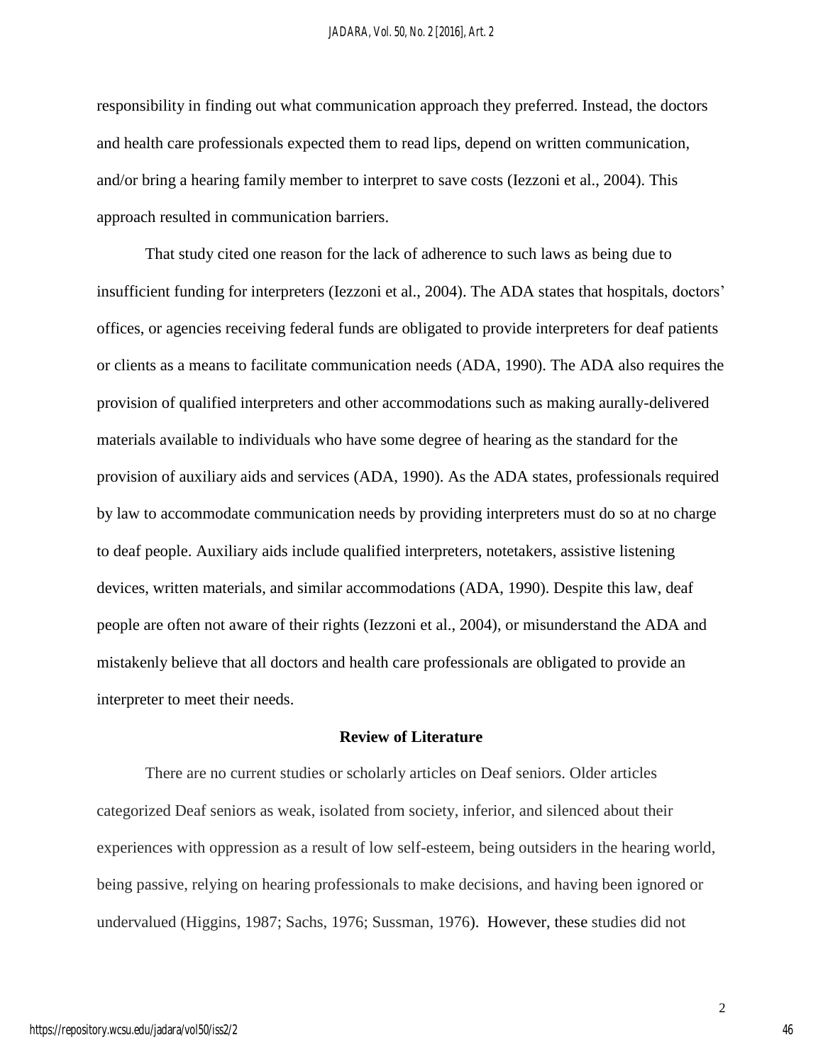responsibility in finding out what communication approach they preferred. Instead, the doctors and health care professionals expected them to read lips, depend on written communication, and/or bring a hearing family member to interpret to save costs (Iezzoni et al., 2004). This approach resulted in communication barriers.

That study cited one reason for the lack of adherence to such laws as being due to insufficient funding for interpreters (Iezzoni et al., 2004). The ADA states that hospitals, doctors' offices, or agencies receiving federal funds are obligated to provide interpreters for deaf patients or clients as a means to facilitate communication needs (ADA, 1990). The ADA also requires the provision of qualified interpreters and other accommodations such as making aurally-delivered materials available to individuals who have some degree of hearing as the standard for the provision of auxiliary aids and services (ADA, 1990). As the ADA states, professionals required by law to accommodate communication needs by providing interpreters must do so at no charge to deaf people. Auxiliary aids include qualified interpreters, notetakers, assistive listening devices, written materials, and similar accommodations (ADA, 1990). Despite this law, deaf people are often not aware of their rights (Iezzoni et al., 2004), or misunderstand the ADA and mistakenly believe that all doctors and health care professionals are obligated to provide an interpreter to meet their needs.

## Review of Literature

There are no current studies or scholarly articles on Deaf seniors. Older articles categorized Deaf seniors as weak, isolated from society, inferior, and silenced about their experiences with oppression as a result of low self-esteem, being outsiders in the hearing world, being passive, relying on hearing professionals to make decisions, and having been ignored or undervalued (Higgins, 1987; Sachs, 1976; Sussman, 1976). However, these studies did not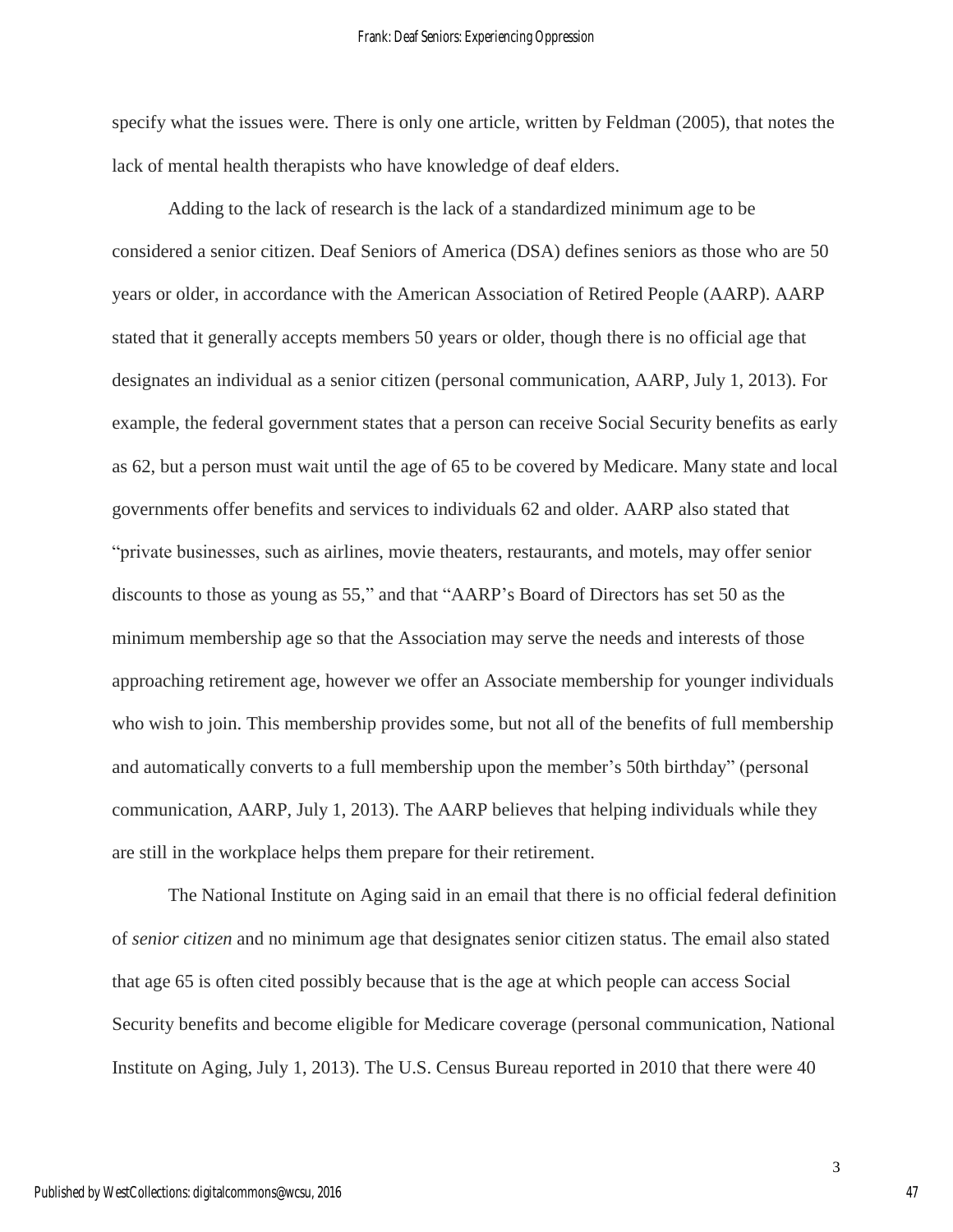specify what the issues were. There is only one article, written by Feldman (2005), that notes the lack of mental health therapists who have knowledge of deaf elders.

Adding to the lack of research is the lack of a standardized minimum age to be considered a senior citizen. Deaf Seniors of America (DSA) defines seniors as those who are 50 years or older, in accordance with the American Association of Retired People (AARP). AARP stated that it generally accepts members 50 years or older, though there is no official age that designates an individual as a senior citizen (personal communication, AARP, July 1, 2013). For example, the federal government states that a person can receive Social Security benefits as early as 62, but a person must wait until the age of 65 to be covered by Medicare. Many state and local governments offer benefits and services to individuals 62 and older. AARP also stated that "private businesses, such as airlines, movie theaters, restaurants, and motels, may offer senior discounts to those as young as 55," and that "AARP's Board of Directors has set 50 as the minimum membership age so that the Association may serve the needs and interests of those approaching retirement age, however we offer an Associate membership for younger individuals who wish to join. This membership provides some, but not all of the benefits of full membership and automatically converts to a full membership upon the member's 50th birthday" (personal communication, AARP, July 1, 2013). The AARP believes that helping individuals while they are still in the workplace helps them prepare for their retirement.

The National Institute on Aging said in an email that there is no official federal definition of *senior citizen* and no minimum age that designates senior citizen status. The email also stated that age 65 is often cited possibly because that is the age at which people can access Social Security benefits and become eligible for Medicare coverage (personal communication, National Institute on Aging, July 1, 2013). The U.S. Census Bureau reported in 2010 that there were 40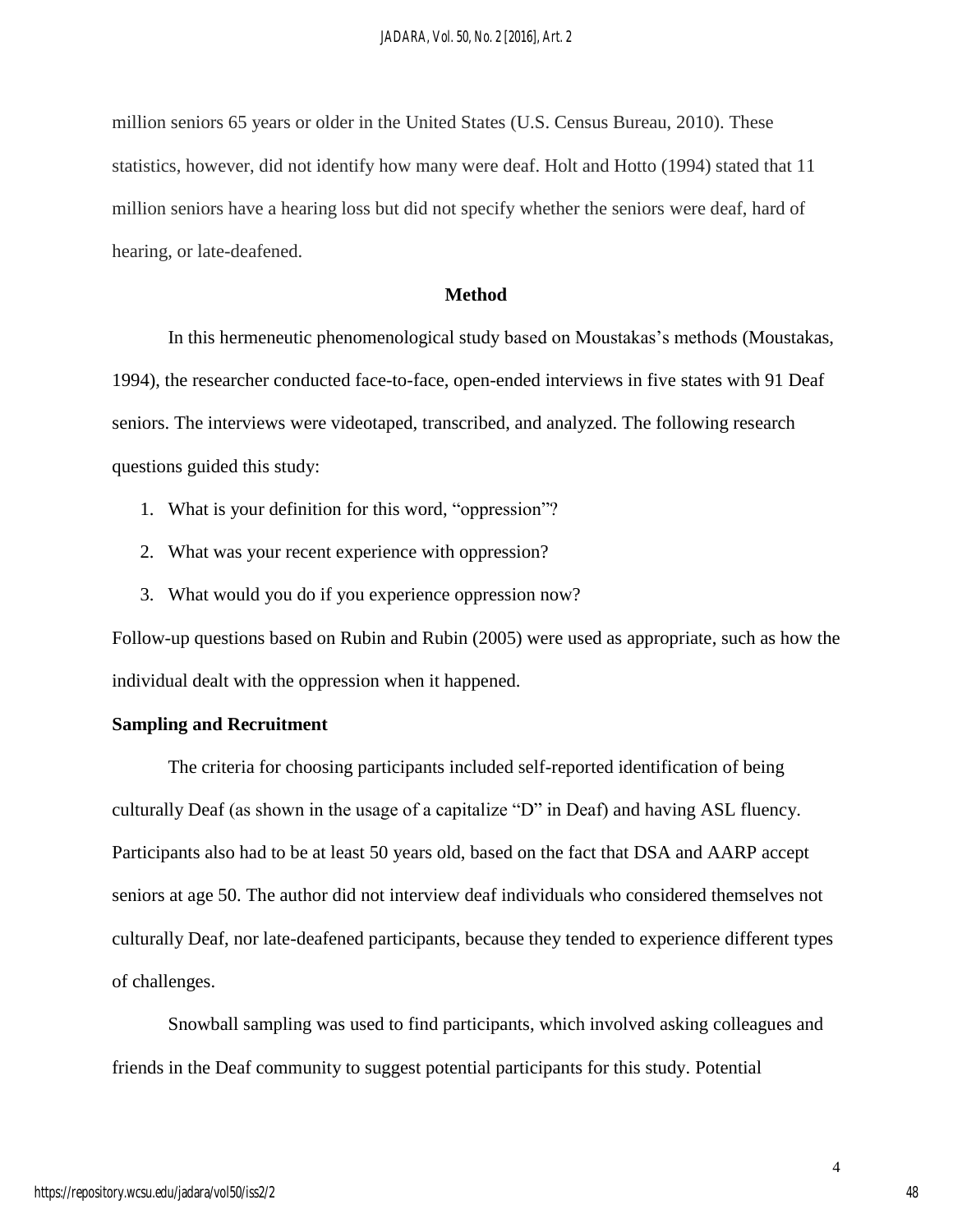million seniors 65 years or older in the United States (U.S. Census Bureau, 2010). These statistics, however, did not identify how many were deaf. Holt and Hotto (1994) stated that 11 million seniors have a hearing loss but did not specify whether the seniors were deaf, hard of hearing, or late-deafened.

## Method

In this hermeneutic phenomenological study based on Moustakas's methods (Moustakas, 1994), the researcher conducted face-to-face, open-ended interviews in five states with 91 Deaf seniors. The interviews were videotaped, transcribed, and analyzed. The following research questions guided this study:

1. What is your definition for this word, "oppression"?
2. What was your recent experience with oppression?
3. What would you do if you experience oppression now?

Follow-up questions based on Rubin and Rubin (2005) were used as appropriate, such as how the individual dealt with the oppression when it happened.

### Sampling and Recruitment

The criteria for choosing participants included self-reported identification of being culturally Deaf (as shown in the usage of a capitalize "D" in Deaf) and having ASL fluency. Participants also had to be at least 50 years old, based on the fact that DSA and AARP accept seniors at age 50. The author did not interview deaf individuals who considered themselves not culturally Deaf, nor late-deafened participants, because they tended to experience different types of challenges.

Snowball sampling was used to find participants, which involved asking colleagues and friends in the Deaf community to suggest potential participants for this study. Potential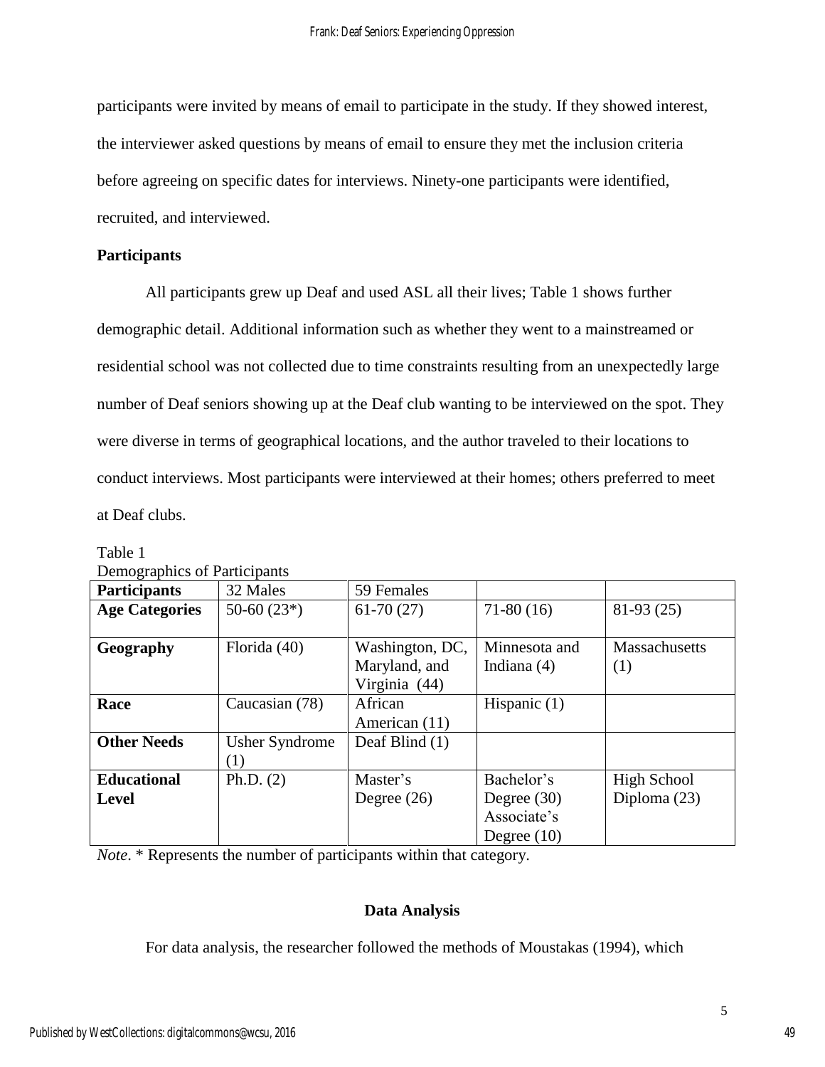participants were invited by means of email to participate in the study. If they showed interest, the interviewer asked questions by means of email to ensure they met the inclusion criteria before agreeing on specific dates for interviews. Ninety-one participants were identified, recruited, and interviewed.

**Participants**

All participants grew up Deaf and used ASL all their lives; Table 1 shows further demographic detail. Additional information such as whether they went to a mainstreamed or residential school was not collected due to time constraints resulting from an unexpectedly large number of Deaf seniors showing up at the Deaf club wanting to be interviewed on the spot. They were diverse in terms of geographical locations, and the author traveled to their locations to conduct interviews. Most participants were interviewed at their homes; others preferred to meet at Deaf clubs.

Table 1
Demographics of Participants

| **Participants** | 32 Males | 59 Females | | |
|---|---|---|---|---|
| **Age Categories** | 50-60 (23*) | 61-70 (27) | 71-80 (16) | 81-93 (25) |
| **Geography** | Florida (40) | Washington, DC, Maryland, and Virginia (44) | Minnesota and Indiana (4) | Massachusetts (1) |
| **Race** | Caucasian (78) | African American (11) | Hispanic (1) | |
| **Other Needs** | Usher Syndrome (1) | Deaf Blind (1) | | |
| **Educational Level** | Ph.D. (2) | Master's Degree (26) | Bachelor's Degree (30) Associate's Degree (10) | High School Diploma (23) |

*Note*. * Represents the number of participants within that category.

## Data Analysis

For data analysis, the researcher followed the methods of Moustakas (1994), which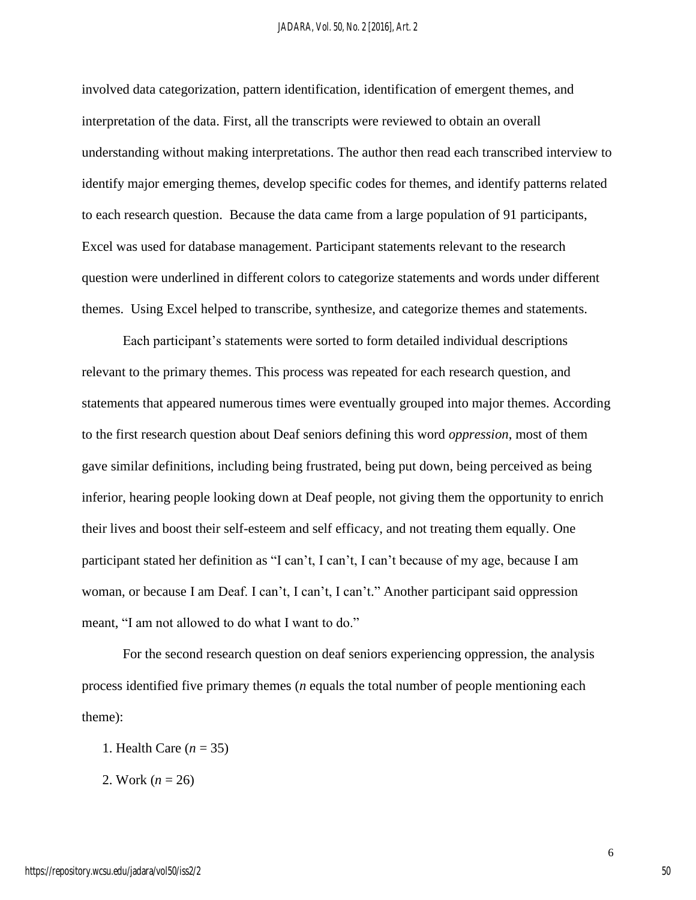involved data categorization, pattern identification, identification of emergent themes, and interpretation of the data. First, all the transcripts were reviewed to obtain an overall understanding without making interpretations. The author then read each transcribed interview to identify major emerging themes, develop specific codes for themes, and identify patterns related to each research question. Because the data came from a large population of 91 participants, Excel was used for database management. Participant statements relevant to the research question were underlined in different colors to categorize statements and words under different themes. Using Excel helped to transcribe, synthesize, and categorize themes and statements.

Each participant's statements were sorted to form detailed individual descriptions relevant to the primary themes. This process was repeated for each research question, and statements that appeared numerous times were eventually grouped into major themes. According to the first research question about Deaf seniors defining this word *oppression*, most of them gave similar definitions, including being frustrated, being put down, being perceived as being inferior, hearing people looking down at Deaf people, not giving them the opportunity to enrich their lives and boost their self-esteem and self efficacy, and not treating them equally. One participant stated her definition as "I can't, I can't, I can't because of my age, because I am woman, or because I am Deaf. I can't, I can't, I can't." Another participant said oppression meant, "I am not allowed to do what I want to do."

For the second research question on deaf seniors experiencing oppression, the analysis process identified five primary themes ($n$ equals the total number of people mentioning each theme):

1. Health Care ($n = 35$)
2. Work ($n = 26$)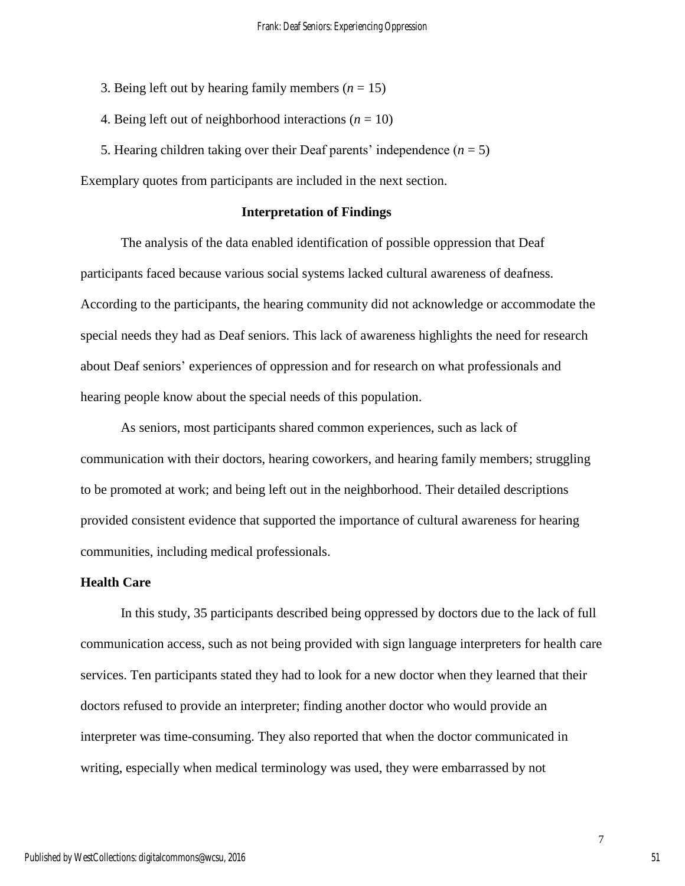3. Being left out by hearing family members ($n$ = 15)

4. Being left out of neighborhood interactions ($n$ = 10)

5. Hearing children taking over their Deaf parents' independence ($n$ = 5)

Exemplary quotes from participants are included in the next section.

## Interpretation of Findings

The analysis of the data enabled identification of possible oppression that Deaf participants faced because various social systems lacked cultural awareness of deafness. According to the participants, the hearing community did not acknowledge or accommodate the special needs they had as Deaf seniors. This lack of awareness highlights the need for research about Deaf seniors' experiences of oppression and for research on what professionals and hearing people know about the special needs of this population.

As seniors, most participants shared common experiences, such as lack of communication with their doctors, hearing coworkers, and hearing family members; struggling to be promoted at work; and being left out in the neighborhood. Their detailed descriptions provided consistent evidence that supported the importance of cultural awareness for hearing communities, including medical professionals.

### Health Care

In this study, 35 participants described being oppressed by doctors due to the lack of full communication access, such as not being provided with sign language interpreters for health care services. Ten participants stated they had to look for a new doctor when they learned that their doctors refused to provide an interpreter; finding another doctor who would provide an interpreter was time-consuming. They also reported that when the doctor communicated in writing, especially when medical terminology was used, they were embarrassed by not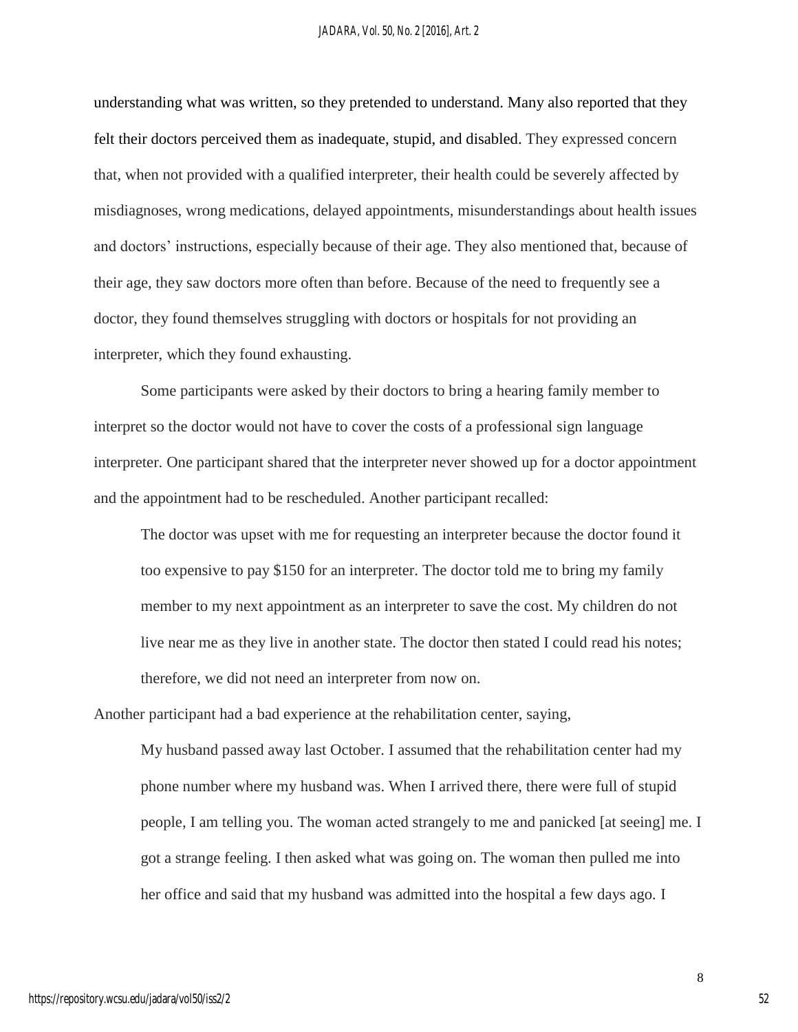understanding what was written, so they pretended to understand. Many also reported that they felt their doctors perceived them as inadequate, stupid, and disabled. They expressed concern that, when not provided with a qualified interpreter, their health could be severely affected by misdiagnoses, wrong medications, delayed appointments, misunderstandings about health issues and doctors' instructions, especially because of their age. They also mentioned that, because of their age, they saw doctors more often than before. Because of the need to frequently see a doctor, they found themselves struggling with doctors or hospitals for not providing an interpreter, which they found exhausting.

Some participants were asked by their doctors to bring a hearing family member to interpret so the doctor would not have to cover the costs of a professional sign language interpreter. One participant shared that the interpreter never showed up for a doctor appointment and the appointment had to be rescheduled. Another participant recalled:

> The doctor was upset with me for requesting an interpreter because the doctor found it too expensive to pay $150 for an interpreter. The doctor told me to bring my family member to my next appointment as an interpreter to save the cost. My children do not live near me as they live in another state. The doctor then stated I could read his notes; therefore, we did not need an interpreter from now on.

Another participant had a bad experience at the rehabilitation center, saying,

> My husband passed away last October. I assumed that the rehabilitation center had my phone number where my husband was. When I arrived there, there were full of stupid people, I am telling you. The woman acted strangely to me and panicked [at seeing] me. I got a strange feeling. I then asked what was going on. The woman then pulled me into her office and said that my husband was admitted into the hospital a few days ago. I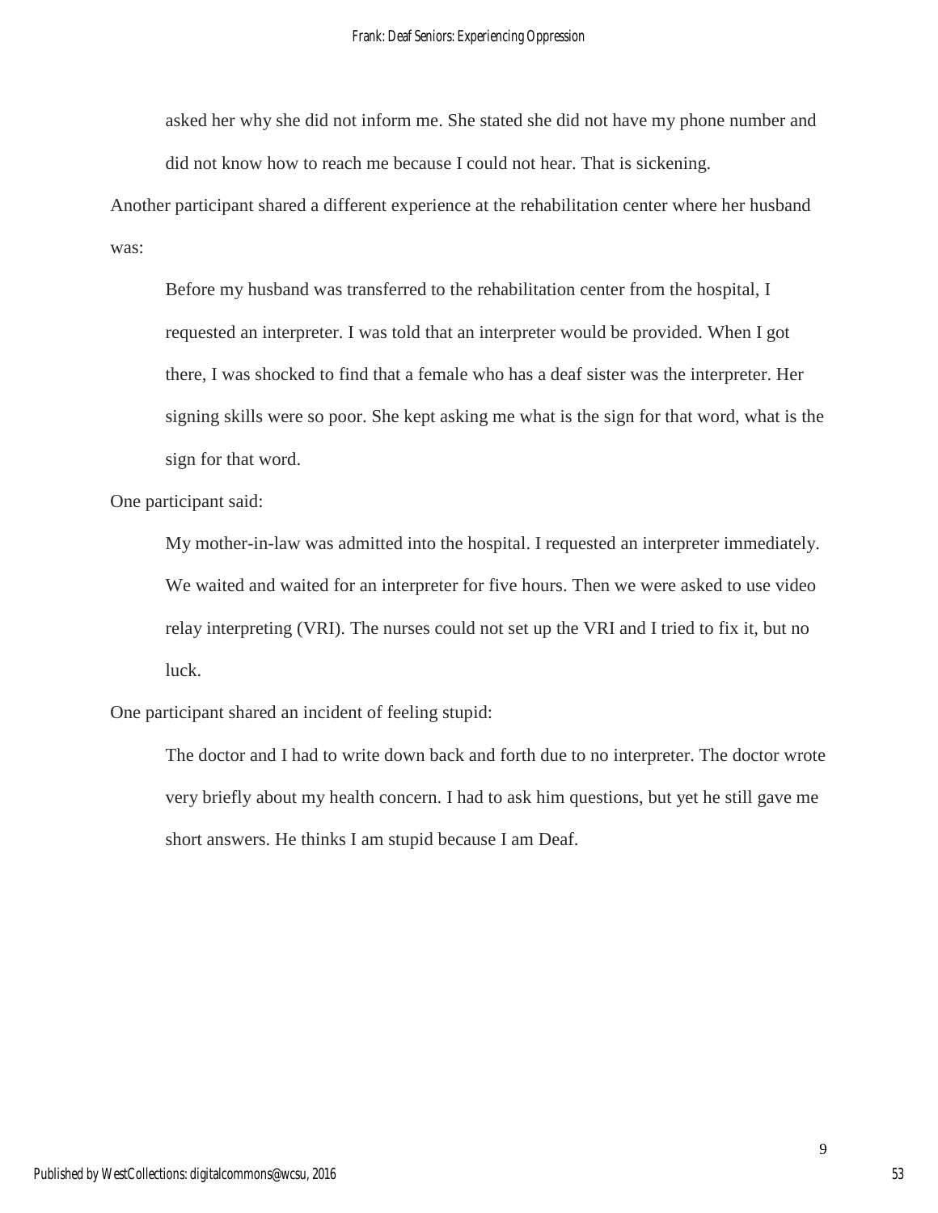> asked her why she did not inform me. She stated she did not have my phone number and did not know how to reach me because I could not hear. That is sickening.

Another participant shared a different experience at the rehabilitation center where her husband was:

> Before my husband was transferred to the rehabilitation center from the hospital, I requested an interpreter. I was told that an interpreter would be provided. When I got there, I was shocked to find that a female who has a deaf sister was the interpreter. Her signing skills were so poor. She kept asking me what is the sign for that word, what is the sign for that word.

One participant said:

> My mother-in-law was admitted into the hospital. I requested an interpreter immediately. We waited and waited for an interpreter for five hours. Then we were asked to use video relay interpreting (VRI). The nurses could not set up the VRI and I tried to fix it, but no luck.

One participant shared an incident of feeling stupid:

> The doctor and I had to write down back and forth due to no interpreter. The doctor wrote very briefly about my health concern. I had to ask him questions, but yet he still gave me short answers. He thinks I am stupid because I am Deaf.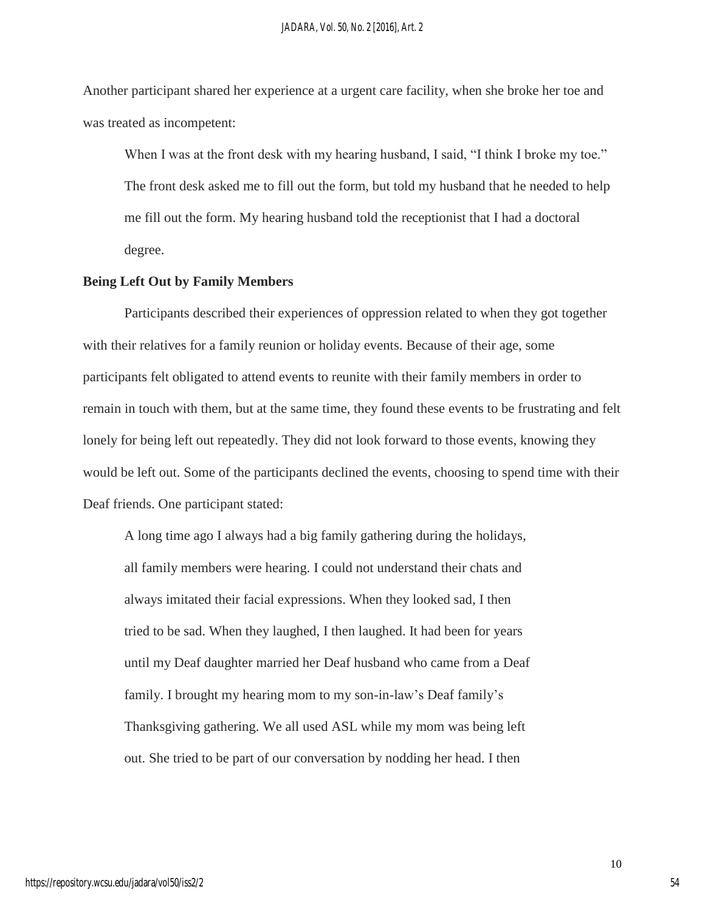Another participant shared her experience at a urgent care facility, when she broke her toe and was treated as incompetent:

> When I was at the front desk with my hearing husband, I said, "I think I broke my toe." The front desk asked me to fill out the form, but told my husband that he needed to help me fill out the form. My hearing husband told the receptionist that I had a doctoral degree.

**Being Left Out by Family Members**

Participants described their experiences of oppression related to when they got together with their relatives for a family reunion or holiday events. Because of their age, some participants felt obligated to attend events to reunite with their family members in order to remain in touch with them, but at the same time, they found these events to be frustrating and felt lonely for being left out repeatedly. They did not look forward to those events, knowing they would be left out. Some of the participants declined the events, choosing to spend time with their Deaf friends. One participant stated:

> A long time ago I always had a big family gathering during the holidays, all family members were hearing. I could not understand their chats and always imitated their facial expressions. When they looked sad, I then tried to be sad. When they laughed, I then laughed. It had been for years until my Deaf daughter married her Deaf husband who came from a Deaf family. I brought my hearing mom to my son-in-law's Deaf family's Thanksgiving gathering. We all used ASL while my mom was being left out. She tried to be part of our conversation by nodding her head. I then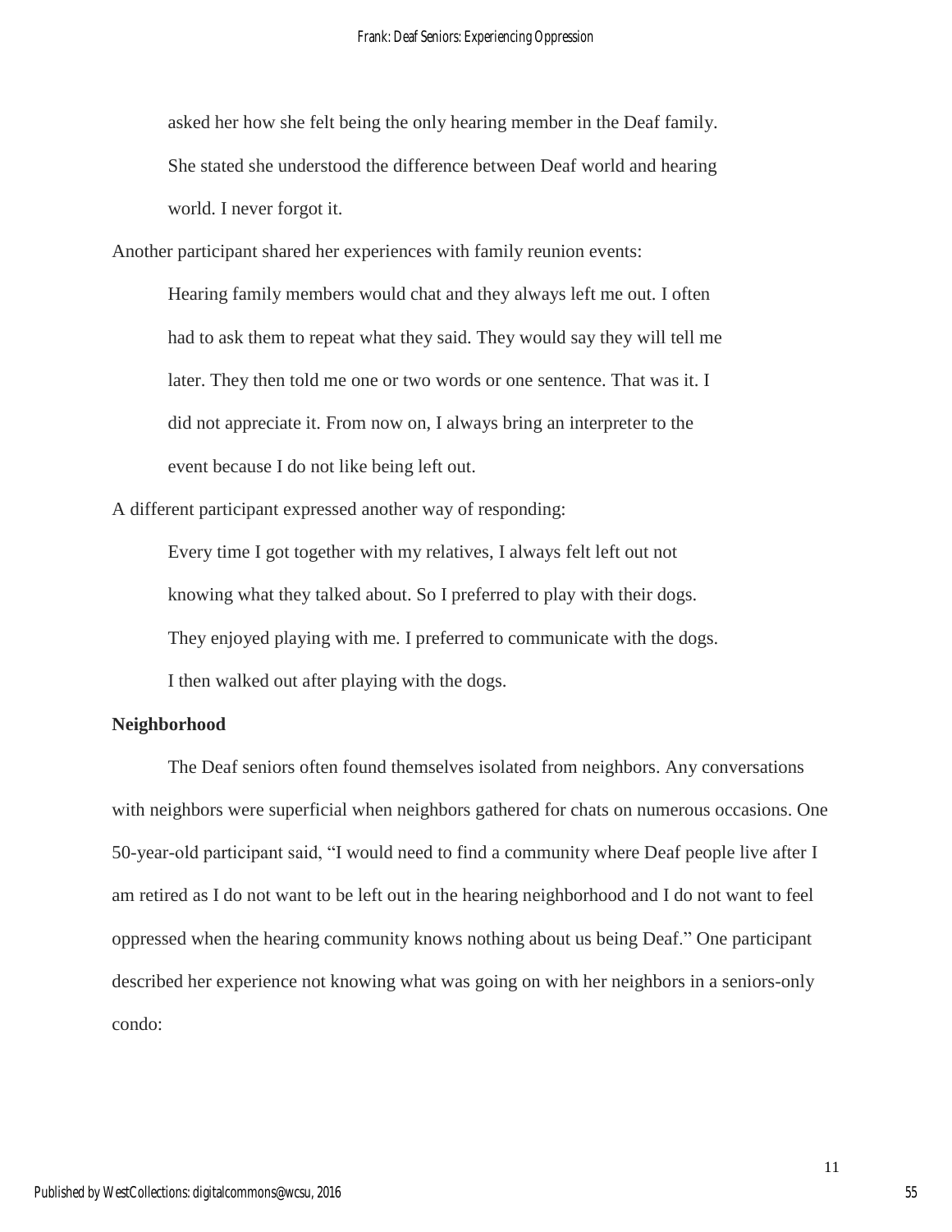> asked her how she felt being the only hearing member in the Deaf family. She stated she understood the difference between Deaf world and hearing world. I never forgot it.

Another participant shared her experiences with family reunion events:

> Hearing family members would chat and they always left me out. I often had to ask them to repeat what they said. They would say they will tell me later. They then told me one or two words or one sentence. That was it. I did not appreciate it. From now on, I always bring an interpreter to the event because I do not like being left out.

A different participant expressed another way of responding:

> Every time I got together with my relatives, I always felt left out not knowing what they talked about. So I preferred to play with their dogs. They enjoyed playing with me. I preferred to communicate with the dogs. I then walked out after playing with the dogs.

**Neighborhood**

The Deaf seniors often found themselves isolated from neighbors. Any conversations with neighbors were superficial when neighbors gathered for chats on numerous occasions. One 50-year-old participant said, "I would need to find a community where Deaf people live after I am retired as I do not want to be left out in the hearing neighborhood and I do not want to feel oppressed when the hearing community knows nothing about us being Deaf." One participant described her experience not knowing what was going on with her neighbors in a seniors-only condo: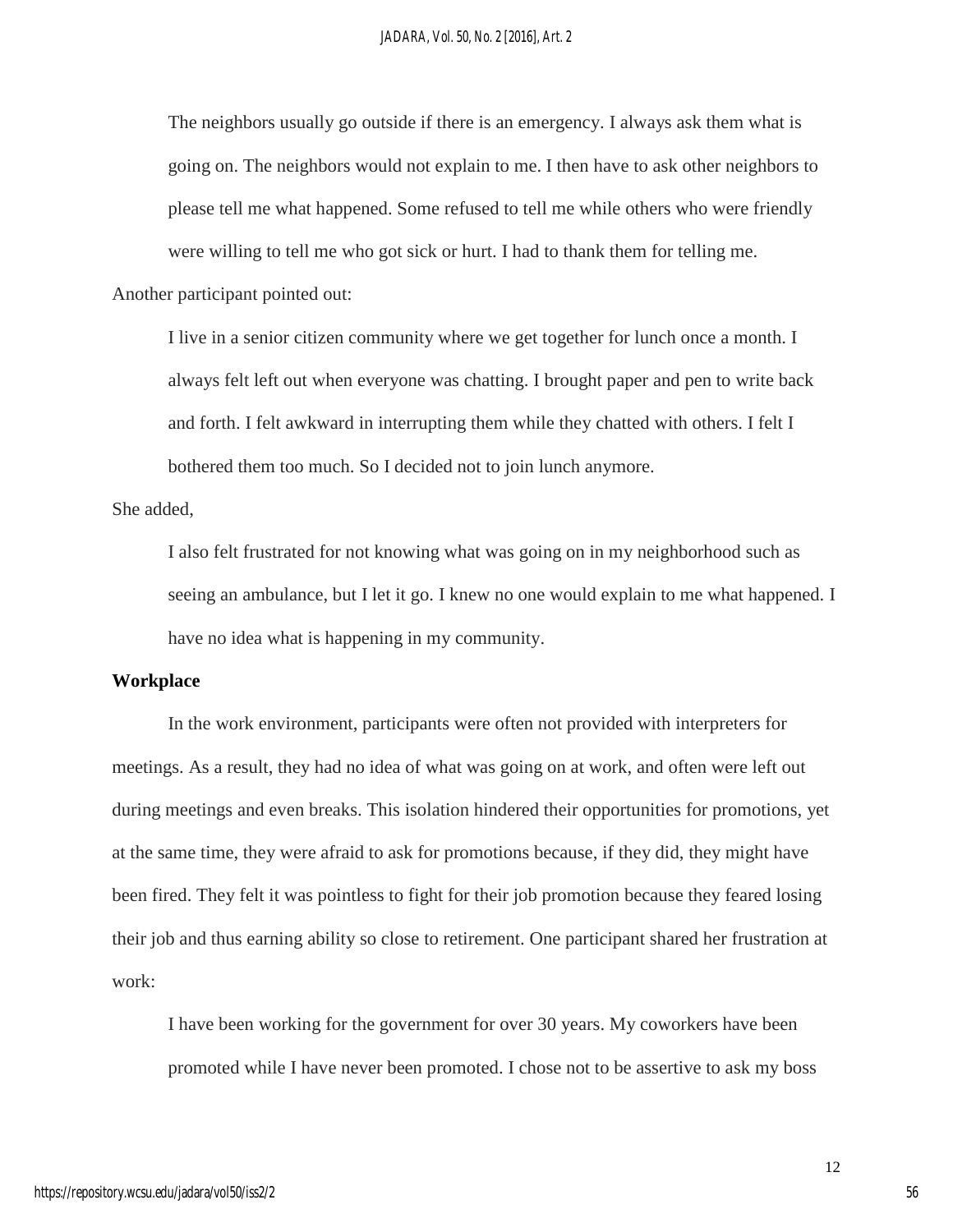> The neighbors usually go outside if there is an emergency. I always ask them what is going on. The neighbors would not explain to me. I then have to ask other neighbors to please tell me what happened. Some refused to tell me while others who were friendly were willing to tell me who got sick or hurt. I had to thank them for telling me.

Another participant pointed out:

> I live in a senior citizen community where we get together for lunch once a month. I always felt left out when everyone was chatting. I brought paper and pen to write back and forth. I felt awkward in interrupting them while they chatted with others. I felt I bothered them too much. So I decided not to join lunch anymore.

She added,

> I also felt frustrated for not knowing what was going on in my neighborhood such as seeing an ambulance, but I let it go. I knew no one would explain to me what happened. I have no idea what is happening in my community.

**Workplace**

In the work environment, participants were often not provided with interpreters for meetings. As a result, they had no idea of what was going on at work, and often were left out during meetings and even breaks. This isolation hindered their opportunities for promotions, yet at the same time, they were afraid to ask for promotions because, if they did, they might have been fired. They felt it was pointless to fight for their job promotion because they feared losing their job and thus earning ability so close to retirement. One participant shared her frustration at work:

> I have been working for the government for over 30 years. My coworkers have been promoted while I have never been promoted. I chose not to be assertive to ask my boss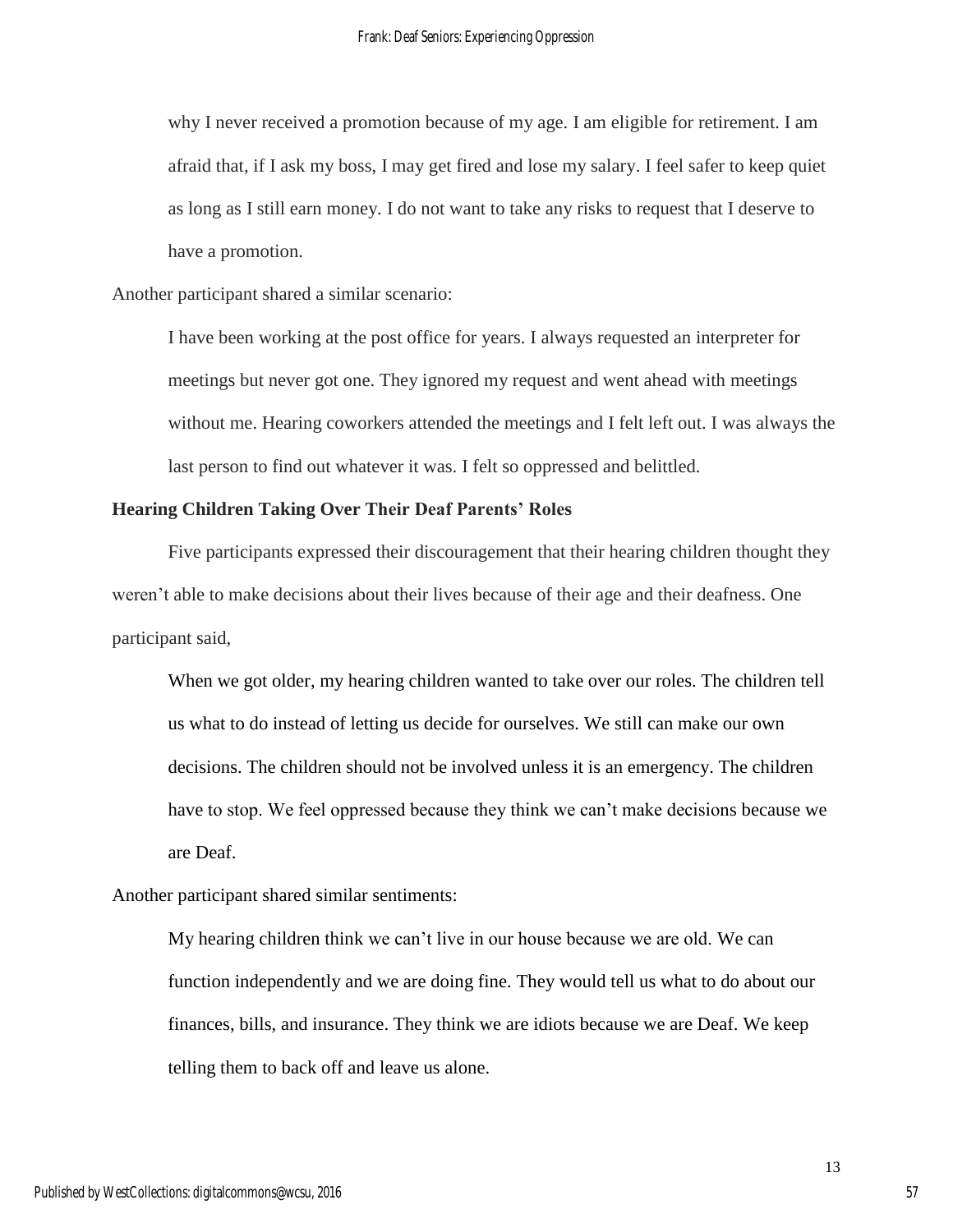> why I never received a promotion because of my age. I am eligible for retirement. I am afraid that, if I ask my boss, I may get fired and lose my salary. I feel safer to keep quiet as long as I still earn money. I do not want to take any risks to request that I deserve to have a promotion.

Another participant shared a similar scenario:

> I have been working at the post office for years. I always requested an interpreter for meetings but never got one. They ignored my request and went ahead with meetings without me. Hearing coworkers attended the meetings and I felt left out. I was always the last person to find out whatever it was. I felt so oppressed and belittled.

**Hearing Children Taking Over Their Deaf Parents' Roles**

Five participants expressed their discouragement that their hearing children thought they weren't able to make decisions about their lives because of their age and their deafness. One participant said,

> When we got older, my hearing children wanted to take over our roles. The children tell us what to do instead of letting us decide for ourselves. We still can make our own decisions. The children should not be involved unless it is an emergency. The children have to stop. We feel oppressed because they think we can't make decisions because we are Deaf.

Another participant shared similar sentiments:

> My hearing children think we can't live in our house because we are old. We can function independently and we are doing fine. They would tell us what to do about our finances, bills, and insurance. They think we are idiots because we are Deaf. We keep telling them to back off and leave us alone.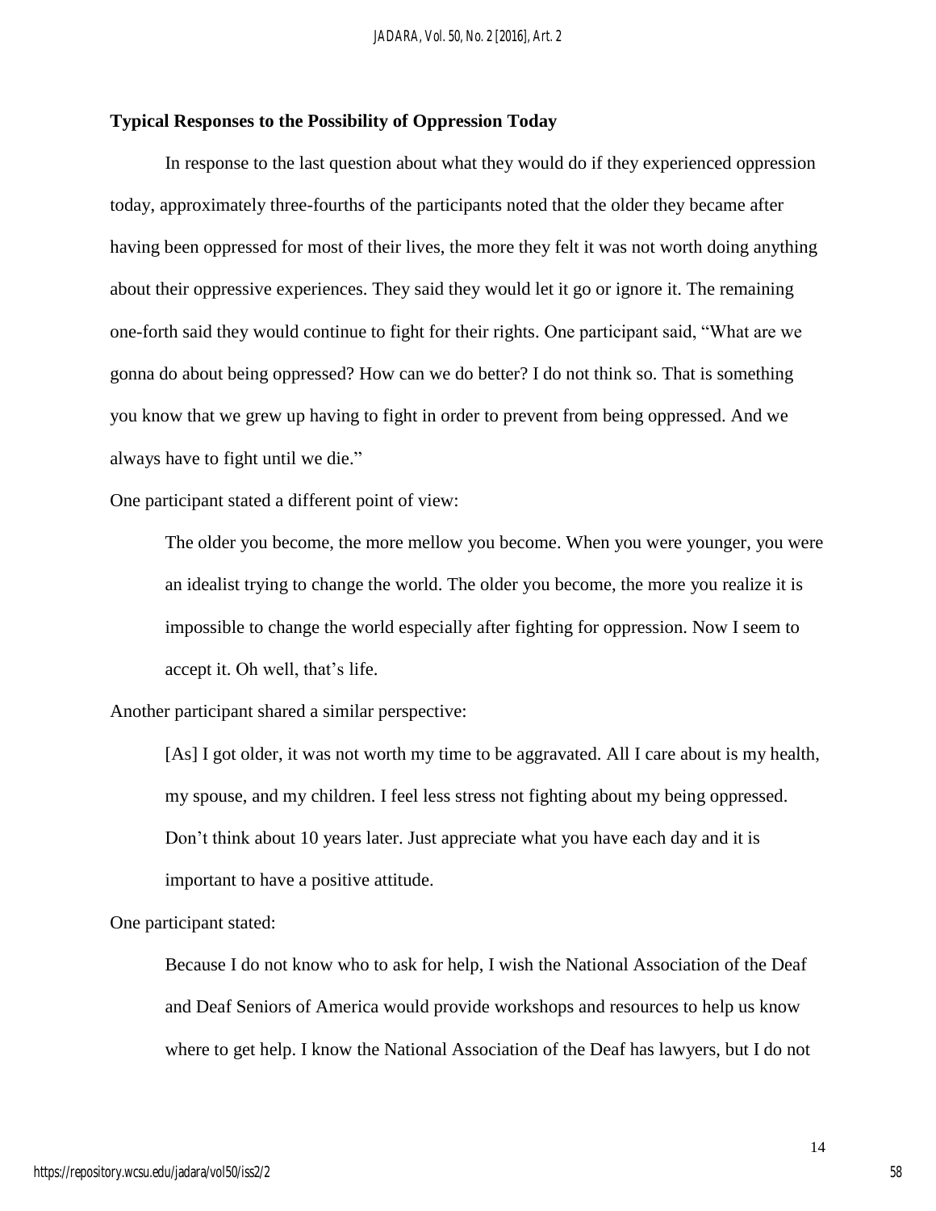**Typical Responses to the Possibility of Oppression Today**

In response to the last question about what they would do if they experienced oppression today, approximately three-fourths of the participants noted that the older they became after having been oppressed for most of their lives, the more they felt it was not worth doing anything about their oppressive experiences. They said they would let it go or ignore it. The remaining one-forth said they would continue to fight for their rights. One participant said, "What are we gonna do about being oppressed? How can we do better? I do not think so. That is something you know that we grew up having to fight in order to prevent from being oppressed. And we always have to fight until we die."

One participant stated a different point of view:

> The older you become, the more mellow you become. When you were younger, you were an idealist trying to change the world. The older you become, the more you realize it is impossible to change the world especially after fighting for oppression. Now I seem to accept it. Oh well, that's life.

Another participant shared a similar perspective:

> [As] I got older, it was not worth my time to be aggravated. All I care about is my health, my spouse, and my children. I feel less stress not fighting about my being oppressed. Don't think about 10 years later. Just appreciate what you have each day and it is important to have a positive attitude.

One participant stated:

> Because I do not know who to ask for help, I wish the National Association of the Deaf and Deaf Seniors of America would provide workshops and resources to help us know where to get help. I know the National Association of the Deaf has lawyers, but I do not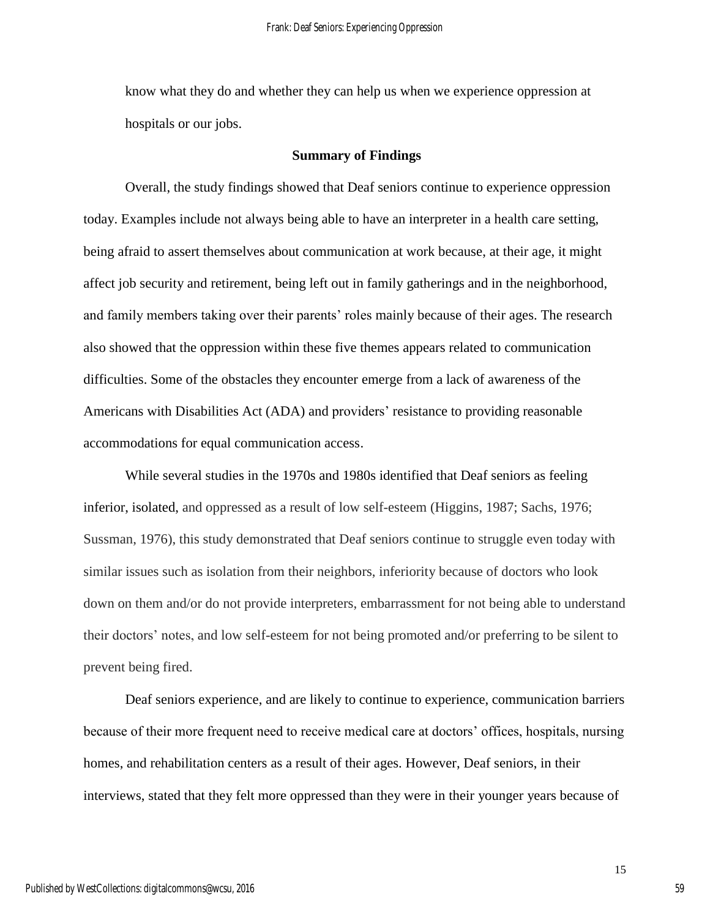know what they do and whether they can help us when we experience oppression at hospitals or our jobs.

## Summary of Findings

Overall, the study findings showed that Deaf seniors continue to experience oppression today. Examples include not always being able to have an interpreter in a health care setting, being afraid to assert themselves about communication at work because, at their age, it might affect job security and retirement, being left out in family gatherings and in the neighborhood, and family members taking over their parents' roles mainly because of their ages. The research also showed that the oppression within these five themes appears related to communication difficulties. Some of the obstacles they encounter emerge from a lack of awareness of the Americans with Disabilities Act (ADA) and providers' resistance to providing reasonable accommodations for equal communication access.

While several studies in the 1970s and 1980s identified that Deaf seniors as feeling inferior, isolated, and oppressed as a result of low self-esteem (Higgins, 1987; Sachs, 1976; Sussman, 1976), this study demonstrated that Deaf seniors continue to struggle even today with similar issues such as isolation from their neighbors, inferiority because of doctors who look down on them and/or do not provide interpreters, embarrassment for not being able to understand their doctors' notes, and low self-esteem for not being promoted and/or preferring to be silent to prevent being fired.

Deaf seniors experience, and are likely to continue to experience, communication barriers because of their more frequent need to receive medical care at doctors' offices, hospitals, nursing homes, and rehabilitation centers as a result of their ages. However, Deaf seniors, in their interviews, stated that they felt more oppressed than they were in their younger years because of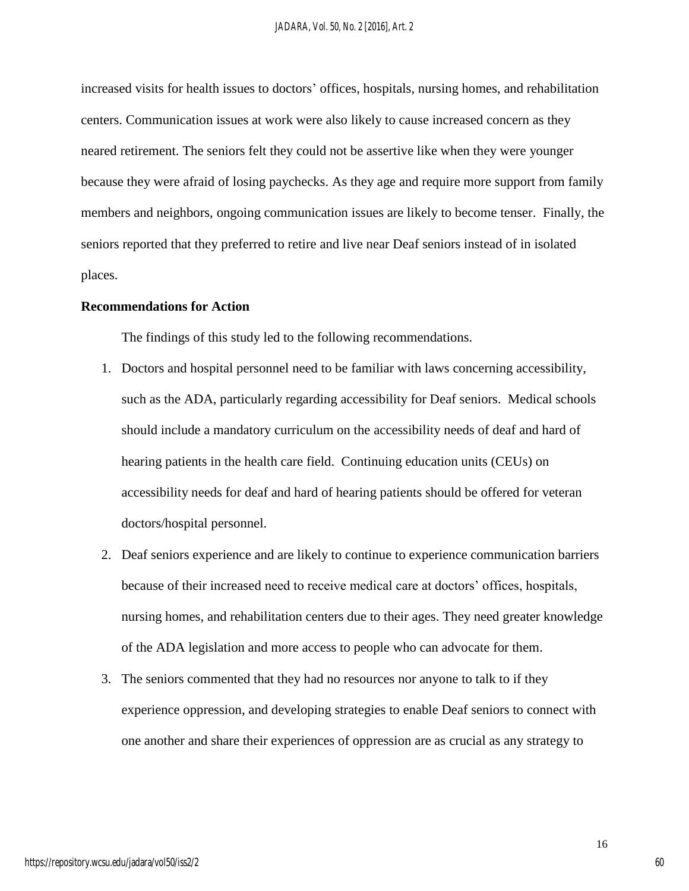increased visits for health issues to doctors' offices, hospitals, nursing homes, and rehabilitation centers. Communication issues at work were also likely to cause increased concern as they neared retirement. The seniors felt they could not be assertive like when they were younger because they were afraid of losing paychecks. As they age and require more support from family members and neighbors, ongoing communication issues are likely to become tenser. Finally, the seniors reported that they preferred to retire and live near Deaf seniors instead of in isolated places.

**Recommendations for Action**

The findings of this study led to the following recommendations.

1. Doctors and hospital personnel need to be familiar with laws concerning accessibility, such as the ADA, particularly regarding accessibility for Deaf seniors. Medical schools should include a mandatory curriculum on the accessibility needs of deaf and hard of hearing patients in the health care field. Continuing education units (CEUs) on accessibility needs for deaf and hard of hearing patients should be offered for veteran doctors/hospital personnel.
2. Deaf seniors experience and are likely to continue to experience communication barriers because of their increased need to receive medical care at doctors' offices, hospitals, nursing homes, and rehabilitation centers due to their ages. They need greater knowledge of the ADA legislation and more access to people who can advocate for them.
3. The seniors commented that they had no resources nor anyone to talk to if they experience oppression, and developing strategies to enable Deaf seniors to connect with one another and share their experiences of oppression are as crucial as any strategy to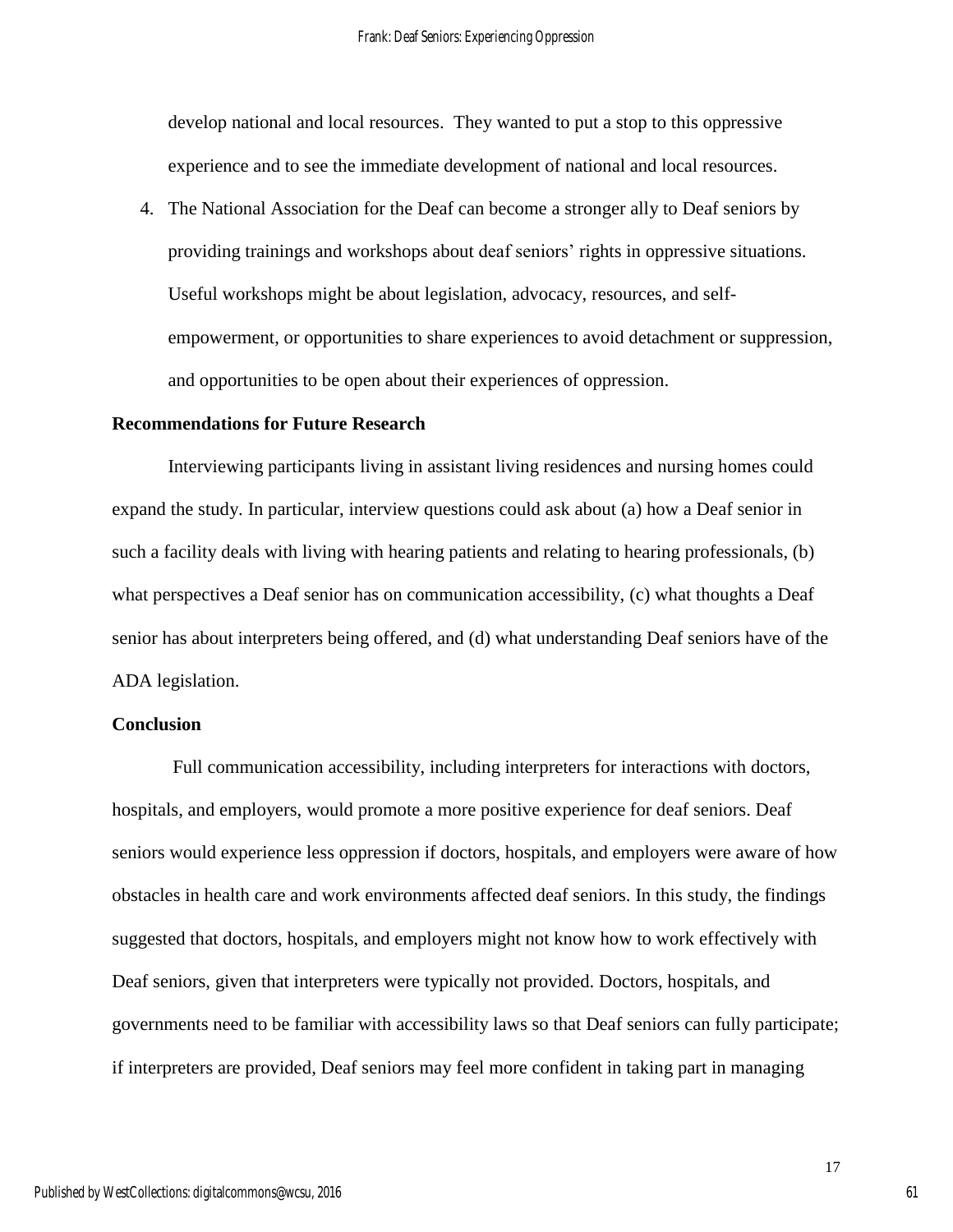develop national and local resources. They wanted to put a stop to this oppressive experience and to see the immediate development of national and local resources.

4. The National Association for the Deaf can become a stronger ally to Deaf seniors by providing trainings and workshops about deaf seniors' rights in oppressive situations. Useful workshops might be about legislation, advocacy, resources, and self-empowerment, or opportunities to share experiences to avoid detachment or suppression, and opportunities to be open about their experiences of oppression.

**Recommendations for Future Research**

Interviewing participants living in assistant living residences and nursing homes could expand the study. In particular, interview questions could ask about (a) how a Deaf senior in such a facility deals with living with hearing patients and relating to hearing professionals, (b) what perspectives a Deaf senior has on communication accessibility, (c) what thoughts a Deaf senior has about interpreters being offered, and (d) what understanding Deaf seniors have of the ADA legislation.

**Conclusion**

Full communication accessibility, including interpreters for interactions with doctors, hospitals, and employers, would promote a more positive experience for deaf seniors. Deaf seniors would experience less oppression if doctors, hospitals, and employers were aware of how obstacles in health care and work environments affected deaf seniors. In this study, the findings suggested that doctors, hospitals, and employers might not know how to work effectively with Deaf seniors, given that interpreters were typically not provided. Doctors, hospitals, and governments need to be familiar with accessibility laws so that Deaf seniors can fully participate; if interpreters are provided, Deaf seniors may feel more confident in taking part in managing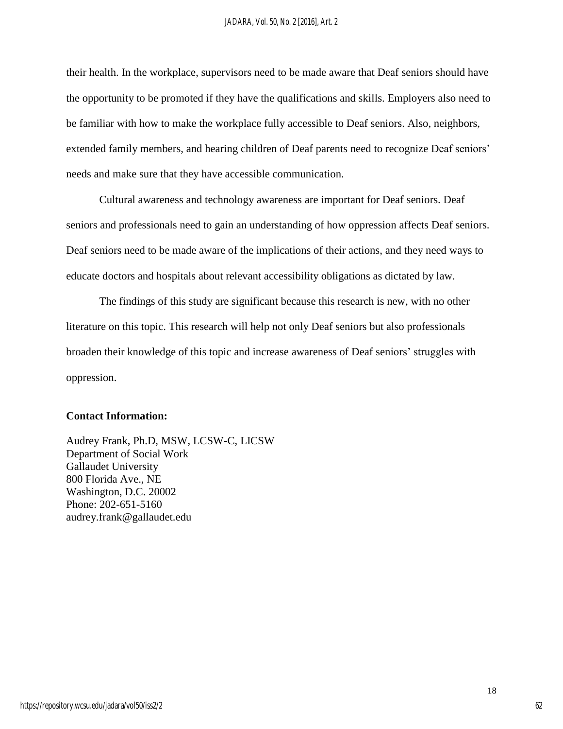their health. In the workplace, supervisors need to be made aware that Deaf seniors should have the opportunity to be promoted if they have the qualifications and skills. Employers also need to be familiar with how to make the workplace fully accessible to Deaf seniors. Also, neighbors, extended family members, and hearing children of Deaf parents need to recognize Deaf seniors' needs and make sure that they have accessible communication.

Cultural awareness and technology awareness are important for Deaf seniors. Deaf seniors and professionals need to gain an understanding of how oppression affects Deaf seniors. Deaf seniors need to be made aware of the implications of their actions, and they need ways to educate doctors and hospitals about relevant accessibility obligations as dictated by law.

The findings of this study are significant because this research is new, with no other literature on this topic. This research will help not only Deaf seniors but also professionals broaden their knowledge of this topic and increase awareness of Deaf seniors' struggles with oppression.

**Contact Information:**

Audrey Frank, Ph.D, MSW, LCSW-C, LICSW
Department of Social Work
Gallaudet University
800 Florida Ave., NE
Washington, D.C. 20002
Phone: 202-651-5160
audrey.frank@gallaudet.edu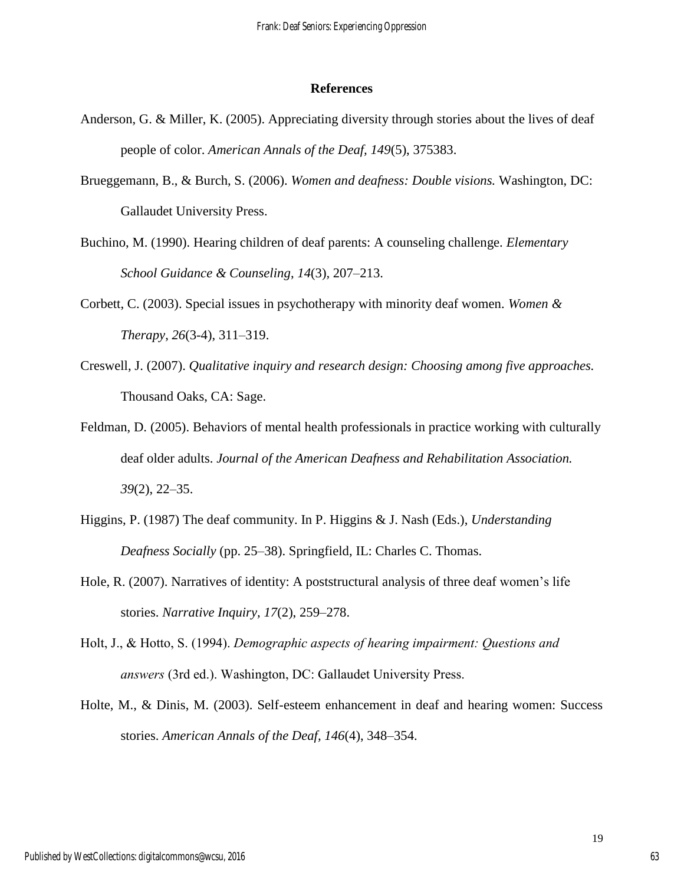## References

Anderson, G. & Miller, K. (2005). Appreciating diversity through stories about the lives of deaf people of color. *American Annals of the Deaf, 149*(5), 375383.

Brueggemann, B., & Burch, S. (2006). *Women and deafness: Double visions.* Washington, DC: Gallaudet University Press.

Buchino, M. (1990). Hearing children of deaf parents: A counseling challenge. *Elementary School Guidance & Counseling*, *14*(3), 207–213.

Corbett, C. (2003). Special issues in psychotherapy with minority deaf women. *Women & Therapy*, *26*(3-4), 311–319.

Creswell, J. (2007). *Qualitative inquiry and research design: Choosing among five approaches.* Thousand Oaks, CA: Sage.

Feldman, D. (2005). Behaviors of mental health professionals in practice working with culturally deaf older adults. *Journal of the American Deafness and Rehabilitation Association. 39*(2), 22–35.

Higgins, P. (1987) The deaf community. In P. Higgins & J. Nash (Eds.), *Understanding Deafness Socially* (pp. 25–38). Springfield, IL: Charles C. Thomas.

Hole, R. (2007). Narratives of identity: A poststructural analysis of three deaf women's life stories. *Narrative Inquiry, 17*(2), 259–278.

Holt, J., & Hotto, S. (1994). *Demographic aspects of hearing impairment: Questions and answers* (3rd ed.). Washington, DC: Gallaudet University Press.

Holte, M., & Dinis, M. (2003). Self-esteem enhancement in deaf and hearing women: Success stories. *American Annals of the Deaf, 146*(4), 348–354.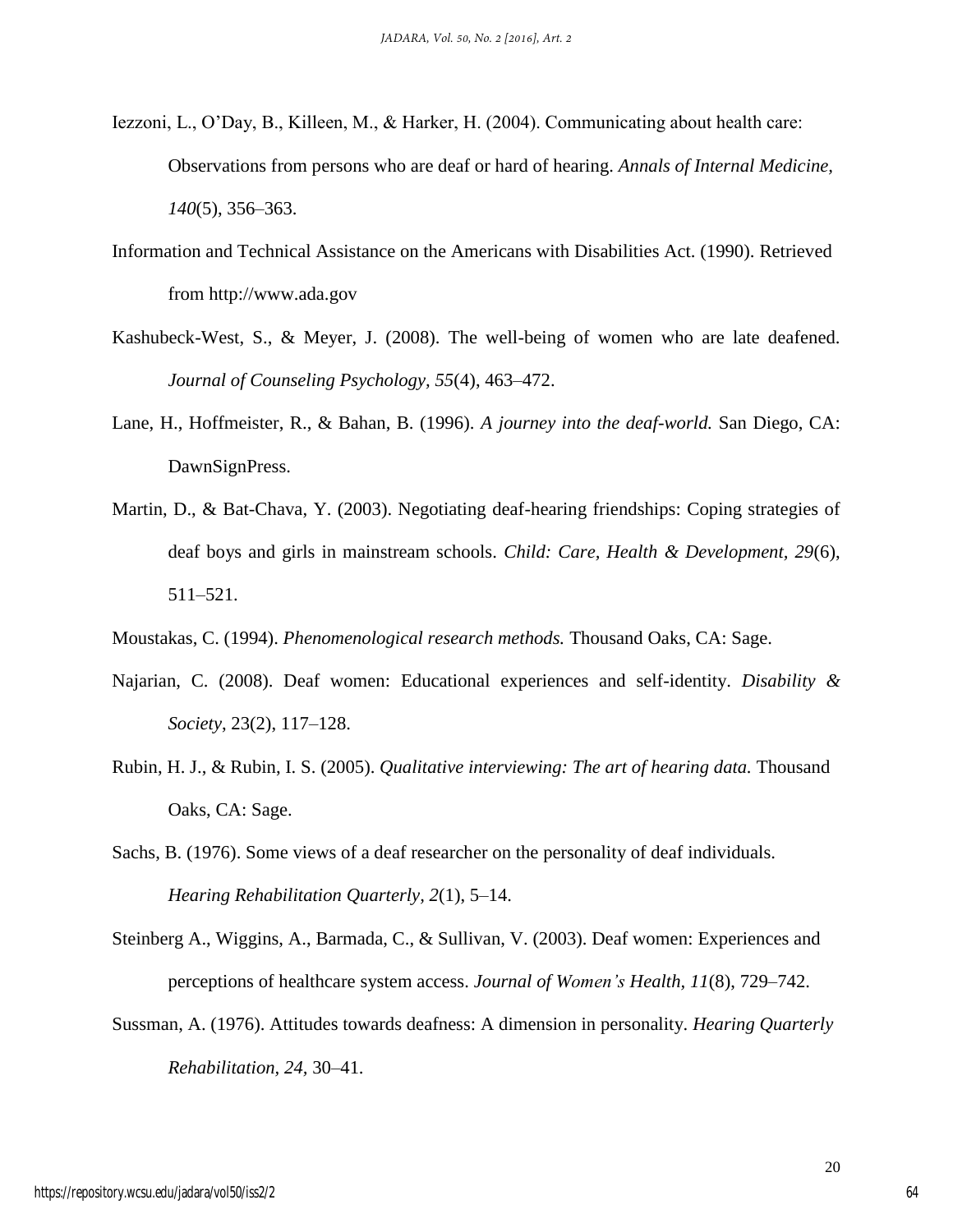Iezzoni, L., O'Day, B., Killeen, M., & Harker, H. (2004). Communicating about health care: Observations from persons who are deaf or hard of hearing. *Annals of Internal Medicine, 140*(5), 356–363.

Information and Technical Assistance on the Americans with Disabilities Act. (1990). Retrieved from http://www.ada.gov

Kashubeck-West, S., & Meyer, J. (2008). The well-being of women who are late deafened. *Journal of Counseling Psychology*, *55*(4), 463–472.

Lane, H., Hoffmeister, R., & Bahan, B. (1996). *A journey into the deaf-world.* San Diego, CA: DawnSignPress.

Martin, D., & Bat-Chava, Y. (2003). Negotiating deaf-hearing friendships: Coping strategies of deaf boys and girls in mainstream schools. *Child: Care, Health & Development, 29*(6), 511–521.

Moustakas, C. (1994). *Phenomenological research methods.* Thousand Oaks, CA: Sage.

Najarian, C. (2008). Deaf women: Educational experiences and self-identity. *Disability & Society*, 23(2), 117–128.

Rubin, H. J., & Rubin, I. S. (2005). *Qualitative interviewing: The art of hearing data.* Thousand Oaks, CA: Sage.

Sachs, B. (1976). Some views of a deaf researcher on the personality of deaf individuals. *Hearing Rehabilitation Quarterly, 2*(1), 5–14.

Steinberg A., Wiggins, A., Barmada, C., & Sullivan, V. (2003). Deaf women: Experiences and perceptions of healthcare system access. *Journal of Women's Health*, *11*(8), 729–742.

Sussman, A. (1976). Attitudes towards deafness: A dimension in personality. *Hearing Quarterly Rehabilitation*, *24,* 30–41.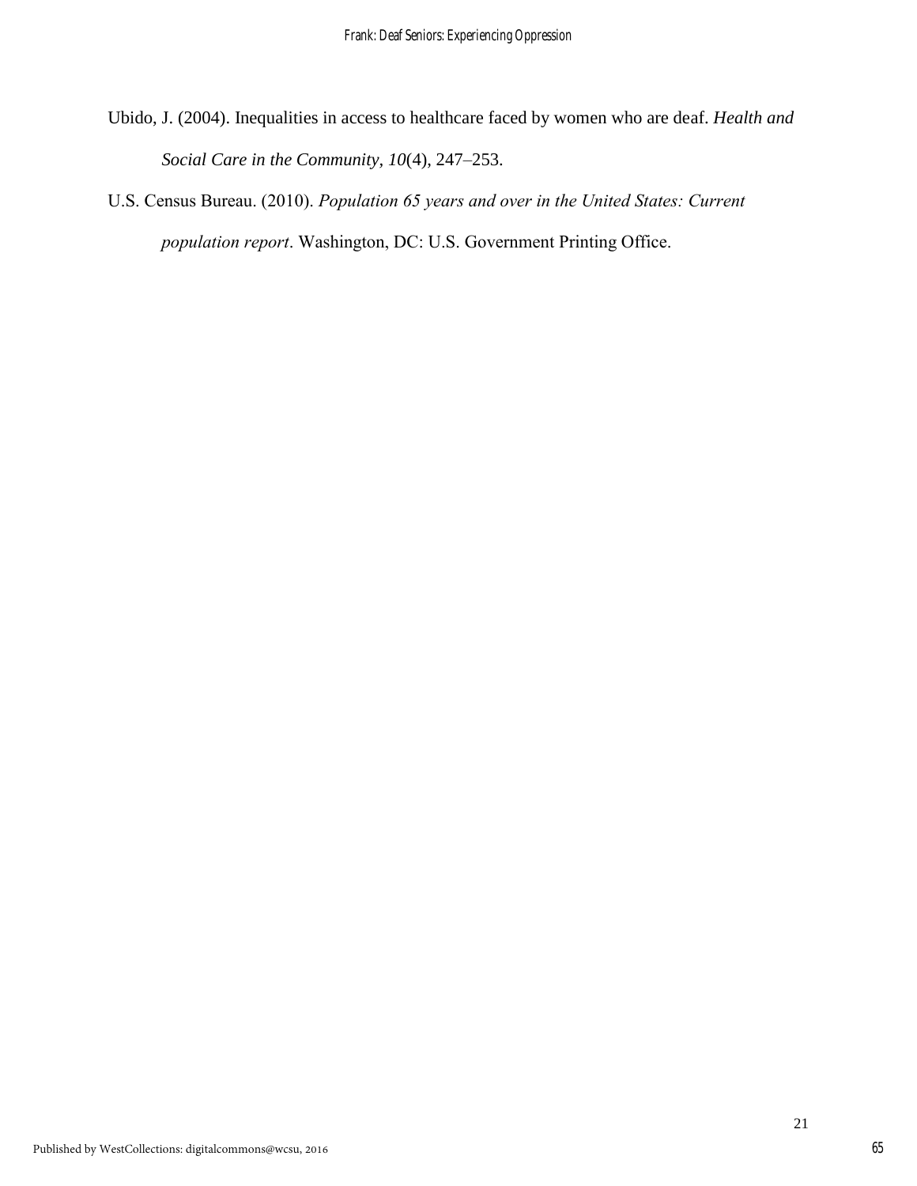Ubido, J. (2004). Inequalities in access to healthcare faced by women who are deaf. *Health and Social Care in the Community, 10*(4), 247–253.

U.S. Census Bureau. (2010). *Population 65 years and over in the United States: Current population report*. Washington, DC: U.S. Government Printing Office.